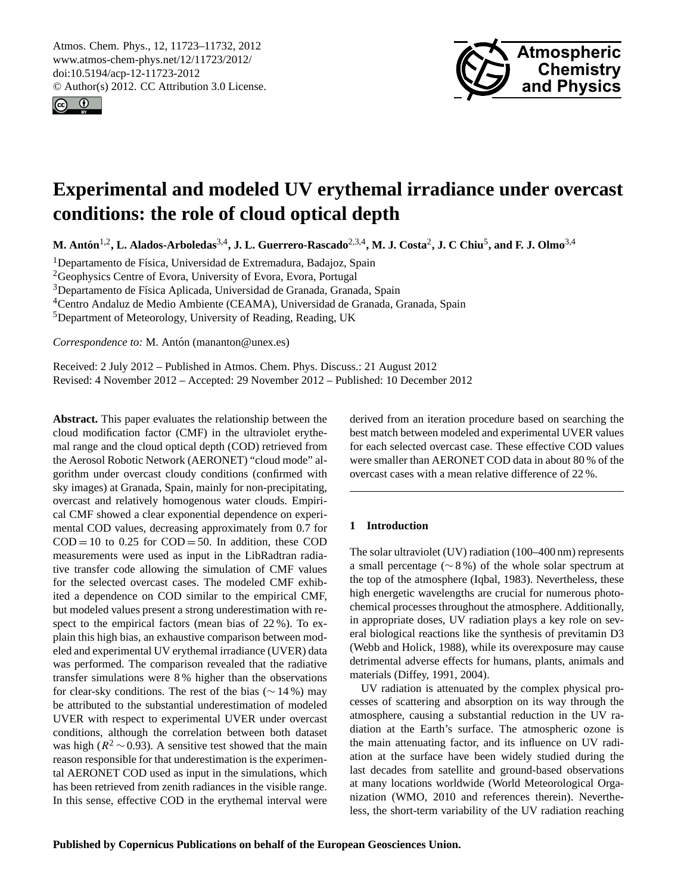# Experimental and modeled UV erythemal irradiance under overcast conditions: the role of cloud optical depth

**M. Antón[1,2], L. Alados-Arboledas[3,4], J. L. Guerrero-Rascado[2,3,4], M. J. Costa[2], J. C Chiu[5], and F. J. Olmo[3,4]**

[1]Departamento de Física, Universidad de Extremadura, Badajoz, Spain
[2]Geophysics Centre of Evora, University of Evora, Evora, Portugal
[3]Departamento de Física Aplicada, Universidad de Granada, Granada, Spain
[4]Centro Andaluz de Medio Ambiente (CEAMA), Universidad de Granada, Granada, Spain
[5]Department of Meteorology, University of Reading, Reading, UK

*Correspondence to:* M. Antón (mananton@unex.es)

Received: 2 July 2012 – Published in Atmos. Chem. Phys. Discuss.: 21 August 2012
Revised: 4 November 2012 – Accepted: 29 November 2012 – Published: 10 December 2012

**Abstract.** This paper evaluates the relationship between the cloud modification factor (CMF) in the ultraviolet erythemal range and the cloud optical depth (COD) retrieved from the Aerosol Robotic Network (AERONET) "cloud mode" algorithm under overcast cloudy conditions (confirmed with sky images) at Granada, Spain, mainly for non-precipitating, overcast and relatively homogenous water clouds. Empirical CMF showed a clear exponential dependence on experimental COD values, decreasing approximately from 0.7 for COD = 10 to 0.25 for COD = 50. In addition, these COD measurements were used as input in the LibRadtran radiative transfer code allowing the simulation of CMF values for the selected overcast cases. The modeled CMF exhibited a dependence on COD similar to the empirical CMF, but modeled values present a strong underestimation with respect to the empirical factors (mean bias of 22 %). To explain this high bias, an exhaustive comparison between modeled and experimental UV erythemal irradiance (UVER) data was performed. The comparison revealed that the radiative transfer simulations were 8 % higher than the observations for clear-sky conditions. The rest of the bias (∼ 14 %) may be attributed to the substantial underestimation of modeled UVER with respect to experimental UVER under overcast conditions, although the correlation between both dataset was high ($R^2 \sim 0.93$). A sensitive test showed that the main reason responsible for that underestimation is the experimental AERONET COD used as input in the simulations, which has been retrieved from zenith radiances in the visible range. In this sense, effective COD in the erythemal interval were derived from an iteration procedure based on searching the best match between modeled and experimental UVER values for each selected overcast case. These effective COD values were smaller than AERONET COD data in about 80 % of the overcast cases with a mean relative difference of 22 %.

## 1 Introduction

The solar ultraviolet (UV) radiation (100–400 nm) represents a small percentage (∼ 8 %) of the whole solar spectrum at the top of the atmosphere (Iqbal, 1983). Nevertheless, these high energetic wavelengths are crucial for numerous photochemical processes throughout the atmosphere. Additionally, in appropriate doses, UV radiation plays a key role on several biological reactions like the synthesis of previtamin D3 (Webb and Holick, 1988), while its overexposure may cause detrimental adverse effects for humans, plants, animals and materials (Diffey, 1991, 2004).

UV radiation is attenuated by the complex physical processes of scattering and absorption on its way through the atmosphere, causing a substantial reduction in the UV radiation at the Earth's surface. The atmospheric ozone is the main attenuating factor, and its influence on UV radiation at the surface have been widely studied during the last decades from satellite and ground-based observations at many locations worldwide (World Meteorological Organization (WMO, 2010 and references therein). Nevertheless, the short-term variability of the UV radiation reaching

Published by Copernicus Publications on behalf of the European Geosciences Union.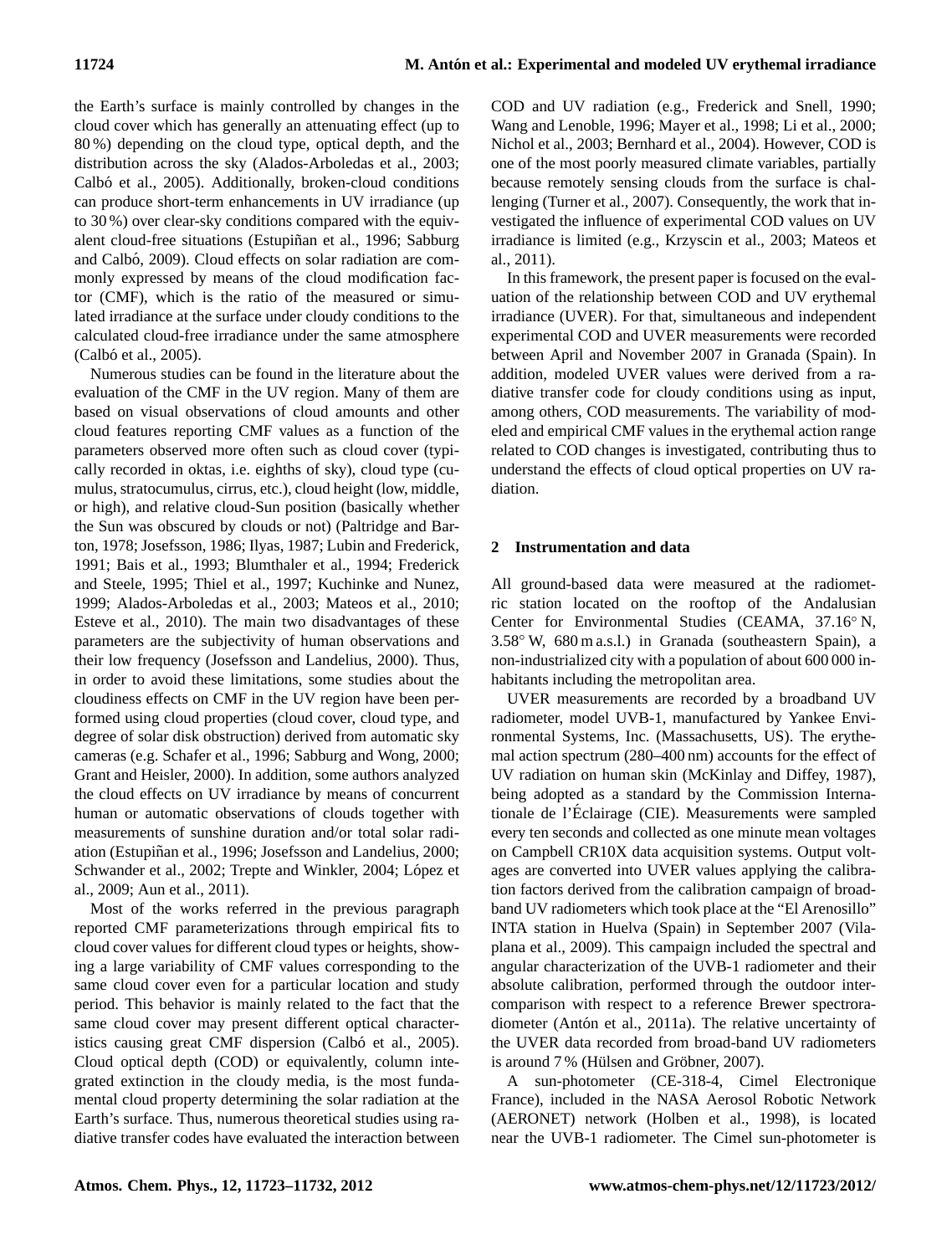the Earth's surface is mainly controlled by changes in the cloud cover which has generally an attenuating effect (up to 80 %) depending on the cloud type, optical depth, and the distribution across the sky (Alados-Arboledas et al., 2003; Calbó et al., 2005). Additionally, broken-cloud conditions can produce short-term enhancements in UV irradiance (up to 30 %) over clear-sky conditions compared with the equivalent cloud-free situations (Estupiñan et al., 1996; Sabburg and Calbó, 2009). Cloud effects on solar radiation are commonly expressed by means of the cloud modification factor (CMF), which is the ratio of the measured or simulated irradiance at the surface under cloudy conditions to the calculated cloud-free irradiance under the same atmosphere (Calbó et al., 2005).

Numerous studies can be found in the literature about the evaluation of the CMF in the UV region. Many of them are based on visual observations of cloud amounts and other cloud features reporting CMF values as a function of the parameters observed more often such as cloud cover (typically recorded in oktas, i.e. eighths of sky), cloud type (cumulus, stratocumulus, cirrus, etc.), cloud height (low, middle, or high), and relative cloud-Sun position (basically whether the Sun was obscured by clouds or not) (Paltridge and Barton, 1978; Josefsson, 1986; Ilyas, 1987; Lubin and Frederick, 1991; Bais et al., 1993; Blumthaler et al., 1994; Frederick and Steele, 1995; Thiel et al., 1997; Kuchinke and Nunez, 1999; Alados-Arboledas et al., 2003; Mateos et al., 2010; Esteve et al., 2010). The main two disadvantages of these parameters are the subjectivity of human observations and their low frequency (Josefsson and Landelius, 2000). Thus, in order to avoid these limitations, some studies about the cloudiness effects on CMF in the UV region have been performed using cloud properties (cloud cover, cloud type, and degree of solar disk obstruction) derived from automatic sky cameras (e.g. Schafer et al., 1996; Sabburg and Wong, 2000; Grant and Heisler, 2000). In addition, some authors analyzed the cloud effects on UV irradiance by means of concurrent human or automatic observations of clouds together with measurements of sunshine duration and/or total solar radiation (Estupiñan et al., 1996; Josefsson and Landelius, 2000; Schwander et al., 2002; Trepte and Winkler, 2004; López et al., 2009; Aun et al., 2011).

Most of the works referred in the previous paragraph reported CMF parameterizations through empirical fits to cloud cover values for different cloud types or heights, showing a large variability of CMF values corresponding to the same cloud cover even for a particular location and study period. This behavior is mainly related to the fact that the same cloud cover may present different optical characteristics causing great CMF dispersion (Calbó et al., 2005). Cloud optical depth (COD) or equivalently, column integrated extinction in the cloudy media, is the most fundamental cloud property determining the solar radiation at the Earth's surface. Thus, numerous theoretical studies using radiative transfer codes have evaluated the interaction between COD and UV radiation (e.g., Frederick and Snell, 1990; Wang and Lenoble, 1996; Mayer et al., 1998; Li et al., 2000; Nichol et al., 2003; Bernhard et al., 2004). However, COD is one of the most poorly measured climate variables, partially because remotely sensing clouds from the surface is challenging (Turner et al., 2007). Consequently, the work that investigated the influence of experimental COD values on UV irradiance is limited (e.g., Krzyscin et al., 2003; Mateos et al., 2011).

In this framework, the present paper is focused on the evaluation of the relationship between COD and UV erythemal irradiance (UVER). For that, simultaneous and independent experimental COD and UVER measurements were recorded between April and November 2007 in Granada (Spain). In addition, modeled UVER values were derived from a radiative transfer code for cloudy conditions using as input, among others, COD measurements. The variability of modeled and empirical CMF values in the erythemal action range related to COD changes is investigated, contributing thus to understand the effects of cloud optical properties on UV radiation.

## 2 Instrumentation and data

All ground-based data were measured at the radiometric station located on the rooftop of the Andalusian Center for Environmental Studies (CEAMA, 37.16° N, 3.58° W, 680 m a.s.l.) in Granada (southeastern Spain), a non-industrialized city with a population of about 600 000 inhabitants including the metropolitan area.

UVER measurements are recorded by a broadband UV radiometer, model UVB-1, manufactured by Yankee Environmental Systems, Inc. (Massachusetts, US). The erythemal action spectrum (280–400 nm) accounts for the effect of UV radiation on human skin (McKinlay and Diffey, 1987), being adopted as a standard by the Commission Internationale de l'Éclairage (CIE). Measurements were sampled every ten seconds and collected as one minute mean voltages on Campbell CR10X data acquisition systems. Output voltages are converted into UVER values applying the calibration factors derived from the calibration campaign of broadband UV radiometers which took place at the "El Arenosillo" INTA station in Huelva (Spain) in September 2007 (Vilaplana et al., 2009). This campaign included the spectral and angular characterization of the UVB-1 radiometer and their absolute calibration, performed through the outdoor intercomparison with respect to a reference Brewer spectroradiometer (Antón et al., 2011a). The relative uncertainty of the UVER data recorded from broad-band UV radiometers is around 7 % (Hülsen and Gröbner, 2007).

A sun-photometer (CE-318-4, Cimel Electronique France), included in the NASA Aerosol Robotic Network (AERONET) network (Holben et al., 1998), is located near the UVB-1 radiometer. The Cimel sun-photometer is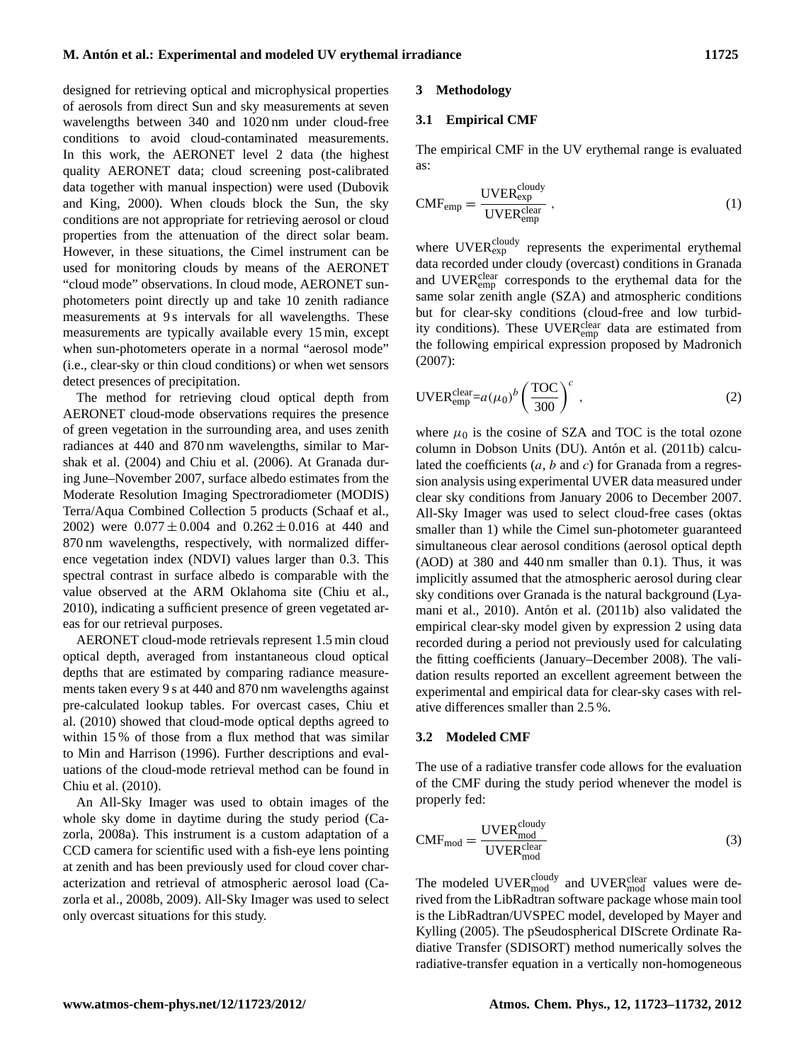designed for retrieving optical and microphysical properties of aerosols from direct Sun and sky measurements at seven wavelengths between 340 and 1020 nm under cloud-free conditions to avoid cloud-contaminated measurements. In this work, the AERONET level 2 data (the highest quality AERONET data; cloud screening post-calibrated data together with manual inspection) were used (Dubovik and King, 2000). When clouds block the Sun, the sky conditions are not appropriate for retrieving aerosol or cloud properties from the attenuation of the direct solar beam. However, in these situations, the Cimel instrument can be used for monitoring clouds by means of the AERONET "cloud mode" observations. In cloud mode, AERONET sun-photometers point directly up and take 10 zenith radiance measurements at 9 s intervals for all wavelengths. These measurements are typically available every 15 min, except when sun-photometers operate in a normal "aerosol mode" (i.e., clear-sky or thin cloud conditions) or when wet sensors detect presences of precipitation.

The method for retrieving cloud optical depth from AERONET cloud-mode observations requires the presence of green vegetation in the surrounding area, and uses zenith radiances at 440 and 870 nm wavelengths, similar to Marshak et al. (2004) and Chiu et al. (2006). At Granada during June–November 2007, surface albedo estimates from the Moderate Resolution Imaging Spectroradiometer (MODIS) Terra/Aqua Combined Collection 5 products (Schaaf et al., 2002) were $0.077 \pm 0.004$ and $0.262 \pm 0.016$ at 440 and 870 nm wavelengths, respectively, with normalized difference vegetation index (NDVI) values larger than 0.3. This spectral contrast in surface albedo is comparable with the value observed at the ARM Oklahoma site (Chiu et al., 2010), indicating a sufficient presence of green vegetated areas for our retrieval purposes.

AERONET cloud-mode retrievals represent 1.5 min cloud optical depth, averaged from instantaneous cloud optical depths that are estimated by comparing radiance measurements taken every 9 s at 440 and 870 nm wavelengths against pre-calculated lookup tables. For overcast cases, Chiu et al. (2010) showed that cloud-mode optical depths agreed to within 15 % of those from a flux method that was similar to Min and Harrison (1996). Further descriptions and evaluations of the cloud-mode retrieval method can be found in Chiu et al. (2010).

An All-Sky Imager was used to obtain images of the whole sky dome in daytime during the study period (Cazorla, 2008a). This instrument is a custom adaptation of a CCD camera for scientific used with a fish-eye lens pointing at zenith and has been previously used for cloud cover characterization and retrieval of atmospheric aerosol load (Cazorla et al., 2008b, 2009). All-Sky Imager was used to select only overcast situations for this study.

## 3 Methodology

### 3.1 Empirical CMF

The empirical CMF in the UV erythemal range is evaluated as:

$$\mathrm{CMF_{emp}} = \frac{\mathrm{UVER_{exp}^{cloudy}}}{\mathrm{UVER_{emp}^{clear}}}, \tag{1}$$

where $\mathrm{UVER_{exp}^{cloudy}}$ represents the experimental erythemal data recorded under cloudy (overcast) conditions in Granada and $\mathrm{UVER_{emp}^{clear}}$ corresponds to the erythemal data for the same solar zenith angle (SZA) and atmospheric conditions but for clear-sky conditions (cloud-free and low turbidity conditions). These $\mathrm{UVER_{emp}^{clear}}$ data are estimated from the following empirical expression proposed by Madronich (2007):

$$\mathrm{UVER_{emp}^{clear}} = a(\mu_0)^b \left(\frac{\mathrm{TOC}}{300}\right)^c, \tag{2}$$

where $\mu_0$ is the cosine of SZA and TOC is the total ozone column in Dobson Units (DU). Antón et al. (2011b) calculated the coefficients ($a$, $b$ and $c$) for Granada from a regression analysis using experimental UVER data measured under clear sky conditions from January 2006 to December 2007. All-Sky Imager was used to select cloud-free cases (oktas smaller than 1) while the Cimel sun-photometer guaranteed simultaneous clear aerosol conditions (aerosol optical depth (AOD) at 380 and 440 nm smaller than 0.1). Thus, it was implicitly assumed that the atmospheric aerosol during clear sky conditions over Granada is the natural background (Lyamani et al., 2010). Antón et al. (2011b) also validated the empirical clear-sky model given by expression 2 using data recorded during a period not previously used for calculating the fitting coefficients (January–December 2008). The validation results reported an excellent agreement between the experimental and empirical data for clear-sky cases with relative differences smaller than 2.5 %.

### 3.2 Modeled CMF

The use of a radiative transfer code allows for the evaluation of the CMF during the study period whenever the model is properly fed:

$$\mathrm{CMF_{mod}} = \frac{\mathrm{UVER_{mod}^{cloudy}}}{\mathrm{UVER_{mod}^{clear}}} \tag{3}$$

The modeled $\mathrm{UVER_{mod}^{cloudy}}$ and $\mathrm{UVER_{mod}^{clear}}$ values were derived from the LibRadtran software package whose main tool is the LibRadtran/UVSPEC model, developed by Mayer and Kylling (2005). The pSeudospherical DIScrete Ordinate Radiative Transfer (SDISORT) method numerically solves the radiative-transfer equation in a vertically non-homogeneous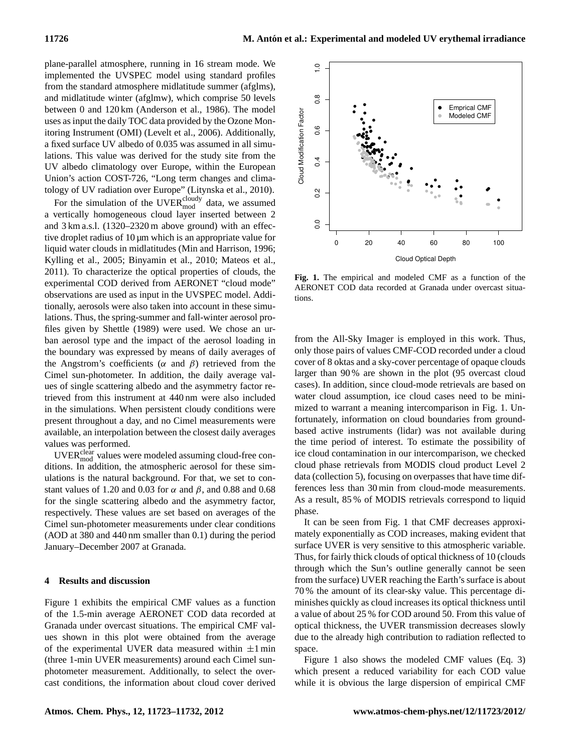plane-parallel atmosphere, running in 16 stream mode. We implemented the UVSPEC model using standard profiles from the standard atmosphere midlatitude summer (afglms), and midlatitude winter (afglmw), which comprise 50 levels between 0 and 120 km (Anderson et al., 1986). The model uses as input the daily TOC data provided by the Ozone Monitoring Instrument (OMI) (Levelt et al., 2006). Additionally, a fixed surface UV albedo of 0.035 was assumed in all simulations. This value was derived for the study site from the UV albedo climatology over Europe, within the European Union's action COST-726, "Long term changes and climatology of UV radiation over Europe" (Litynska et al., 2010).

For the simulation of the $\mathrm{UVER}_{\mathrm{mod}}^{\mathrm{cloudy}}$ data, we assumed a vertically homogeneous cloud layer inserted between 2 and 3 km a.s.l. (1320–2320 m above ground) with an effective droplet radius of 10 µm which is an appropriate value for liquid water clouds in midlatitudes (Min and Harrison, 1996; Kylling et al., 2005; Binyamin et al., 2010; Mateos et al., 2011). To characterize the optical properties of clouds, the experimental COD derived from AERONET "cloud mode" observations are used as input in the UVSPEC model. Additionally, aerosols were also taken into account in these simulations. Thus, the spring-summer and fall-winter aerosol profiles given by Shettle (1989) were used. We chose an urban aerosol type and the impact of the aerosol loading in the boundary was expressed by means of daily averages of the Angstrom's coefficients ($\alpha$ and $\beta$) retrieved from the Cimel sun-photometer. In addition, the daily average values of single scattering albedo and the asymmetry factor retrieved from this instrument at 440 nm were also included in the simulations. When persistent cloudy conditions were present throughout a day, and no Cimel measurements were available, an interpolation between the closest daily averages values was performed.

$\mathrm{UVER}_{\mathrm{mod}}^{\mathrm{clear}}$ values were modeled assuming cloud-free conditions. In addition, the atmospheric aerosol for these simulations is the natural background. For that, we set to constant values of 1.20 and 0.03 for $\alpha$ and $\beta$, and 0.88 and 0.68 for the single scattering albedo and the asymmetry factor, respectively. These values are set based on averages of the Cimel sun-photometer measurements under clear conditions (AOD at 380 and 440 nm smaller than 0.1) during the period January–December 2007 at Granada.

## 4 Results and discussion

Figure 1 exhibits the empirical CMF values as a function of the 1.5-min average AERONET COD data recorded at Granada under overcast situations. The empirical CMF values shown in this plot were obtained from the average of the experimental UVER data measured within $\pm 1$ min (three 1-min UVER measurements) around each Cimel sun-photometer measurement. Additionally, to select the overcast conditions, the information about cloud cover derived from the All-Sky Imager is employed in this work. Thus, only those pairs of values CMF-COD recorded under a cloud cover of 8 oktas and a sky-cover percentage of opaque clouds larger than 90 % are shown in the plot (95 overcast cloud cases). In addition, since cloud-mode retrievals are based on water cloud assumption, ice cloud cases need to be minimized to warrant a meaning intercomparison in Fig. 1. Unfortunately, information on cloud boundaries from ground-based active instruments (lidar) was not available during the time period of interest. To estimate the possibility of ice cloud contamination in our intercomparison, we checked cloud phase retrievals from MODIS cloud product Level 2 data (collection 5), focusing on overpasses that have time differences less than 30 min from cloud-mode measurements. As a result, 85 % of MODIS retrievals correspond to liquid phase.

Cloud Modification Factor
0.0
0.2
0.4
0.6
0.8
1.0
0
20
40
60
80
100
Cloud Optical Depth
Emprical CMF
Modeled CMF

**Fig. 1.** The empirical and modeled CMF as a function of the AERONET COD data recorded at Granada under overcast situations.

It can be seen from Fig. 1 that CMF decreases approximately exponentially as COD increases, making evident that surface UVER is very sensitive to this atmospheric variable. Thus, for fairly thick clouds of optical thickness of 10 (clouds through which the Sun's outline generally cannot be seen from the surface) UVER reaching the Earth's surface is about 70 % the amount of its clear-sky value. This percentage diminishes quickly as cloud increases its optical thickness until a value of about 25 % for COD around 50. From this value of optical thickness, the UVER transmission decreases slowly due to the already high contribution to radiation reflected to space.

Figure 1 also shows the modeled CMF values (Eq. 3) which present a reduced variability for each COD value while it is obvious the large dispersion of empirical CMF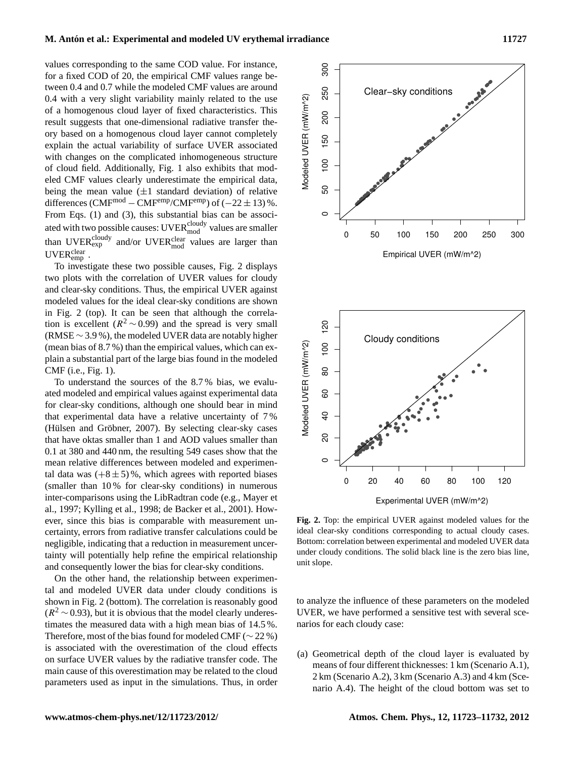values corresponding to the same COD value. For instance, for a fixed COD of 20, the empirical CMF values range between 0.4 and 0.7 while the modeled CMF values are around 0.4 with a very slight variability mainly related to the use of a homogenous cloud layer of fixed characteristics. This result suggests that one-dimensional radiative transfer theory based on a homogenous cloud layer cannot completely explain the actual variability of surface UVER associated with changes on the complicated inhomogeneous structure of cloud field. Additionally, Fig. 1 also exhibits that modeled CMF values clearly underestimate the empirical data, being the mean value ($\pm 1$ standard deviation) of relative differences ($\mathrm{CMF^{mod}} - \mathrm{CMF^{emp}}/\mathrm{CMF^{emp}}$) of ($-22 \pm 13$) %. From Eqs. (1) and (3), this substantial bias can be associated with two possible causes: $\mathrm{UVER}_{\mathrm{mod}}^{\mathrm{cloudy}}$ values are smaller than $\mathrm{UVER}_{\mathrm{exp}}^{\mathrm{cloudy}}$ and/or $\mathrm{UVER}_{\mathrm{mod}}^{\mathrm{clear}}$ values are larger than $\mathrm{UVER}_{\mathrm{emp}}^{\mathrm{clear}}$.

To investigate these two possible causes, Fig. 2 displays two plots with the correlation of UVER values for cloudy and clear-sky conditions. Thus, the empirical UVER against modeled values for the ideal clear-sky conditions are shown in Fig. 2 (top). It can be seen that although the correlation is excellent ($R^2 \sim 0.99$) and the spread is very small (RMSE $\sim$ 3.9 %), the modeled UVER data are notably higher (mean bias of 8.7 %) than the empirical values, which can explain a substantial part of the large bias found in the modeled CMF (i.e., Fig. 1).

To understand the sources of the 8.7 % bias, we evaluated modeled and empirical values against experimental data for clear-sky conditions, although one should bear in mind that experimental data have a relative uncertainty of 7 % (Hülsen and Gröbner, 2007). By selecting clear-sky cases that have oktas smaller than 1 and AOD values smaller than 0.1 at 380 and 440 nm, the resulting 549 cases show that the mean relative differences between modeled and experimental data was ($+8 \pm 5$) %, which agrees with reported biases (smaller than 10 % for clear-sky conditions) in numerous inter-comparisons using the LibRadtran code (e.g., Mayer et al., 1997; Kylling et al., 1998; de Backer et al., 2001). However, since this bias is comparable with measurement uncertainty, errors from radiative transfer calculations could be negligible, indicating that a reduction in measurement uncertainty will potentially help refine the empirical relationship and consequently lower the bias for clear-sky conditions.

On the other hand, the relationship between experimental and modeled UVER data under cloudy conditions is shown in Fig. 2 (bottom). The correlation is reasonably good ($R^2 \sim 0.93$), but it is obvious that the model clearly underestimates the measured data with a high mean bias of 14.5 %. Therefore, most of the bias found for modeled CMF ($\sim$ 22 %) is associated with the overestimation of the cloud effects on surface UVER values by the radiative transfer code. The main cause of this overestimation may be related to the cloud parameters used as input in the simulations. Thus, in order

Clear−sky conditions
Modeled UVER (mW/m^2)
Empirical UVER (mW/m^2)
0 50 100 150 200 250 300

Cloudy conditions
Modeled UVER (mW/m^2)
Experimental UVER (mW/m^2)
0 20 40 60 80 100 120

**Fig. 2.** Top: the empirical UVER against modeled values for the ideal clear-sky conditions corresponding to actual cloudy cases. Bottom: correlation between experimental and modeled UVER data under cloudy conditions. The solid black line is the zero bias line, unit slope.

to analyze the influence of these parameters on the modeled UVER, we have performed a sensitive test with several scenarios for each cloudy case:

(a) Geometrical depth of the cloud layer is evaluated by means of four different thicknesses: 1 km (Scenario A.1), 2 km (Scenario A.2), 3 km (Scenario A.3) and 4 km (Scenario A.4). The height of the cloud bottom was set to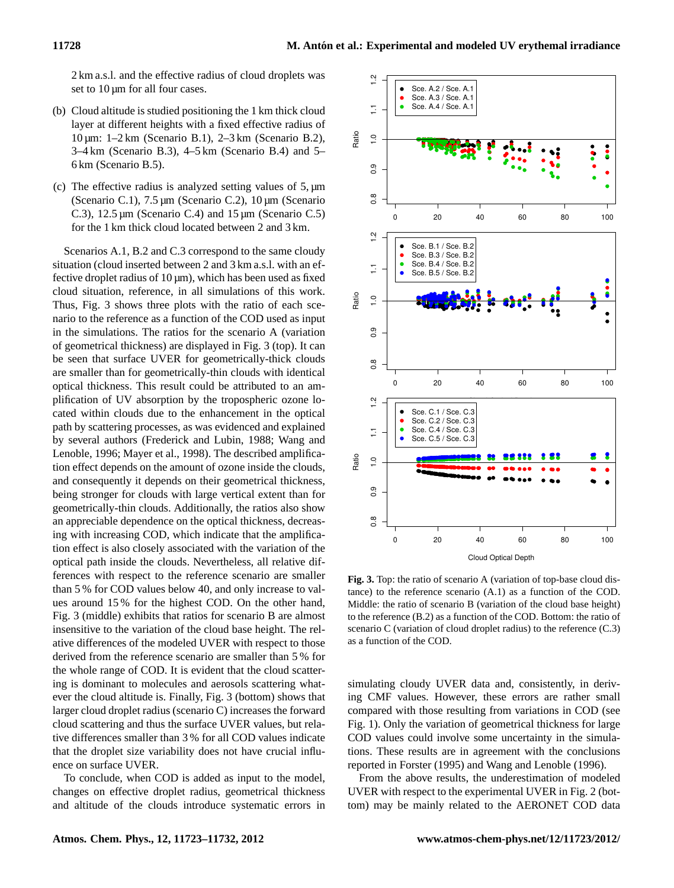2 km a.s.l. and the effective radius of cloud droplets was set to 10 µm for all four cases.

(b) Cloud altitude is studied positioning the 1 km thick cloud layer at different heights with a fixed effective radius of 10 µm: 1–2 km (Scenario B.1), 2–3 km (Scenario B.2), 3–4 km (Scenario B.3), 4–5 km (Scenario B.4) and 5–6 km (Scenario B.5).

(c) The effective radius is analyzed setting values of 5, µm (Scenario C.1), 7.5 µm (Scenario C.2), 10 µm (Scenario C.3), 12.5 µm (Scenario C.4) and 15 µm (Scenario C.5) for the 1 km thick cloud located between 2 and 3 km.

Scenarios A.1, B.2 and C.3 correspond to the same cloudy situation (cloud inserted between 2 and 3 km a.s.l. with an effective droplet radius of 10 µm), which has been used as fixed cloud situation, reference, in all simulations of this work. Thus, Fig. 3 shows three plots with the ratio of each scenario to the reference as a function of the COD used as input in the simulations. The ratios for the scenario A (variation of geometrical thickness) are displayed in Fig. 3 (top). It can be seen that surface UVER for geometrically-thick clouds are smaller than for geometrically-thin clouds with identical optical thickness. This result could be attributed to an amplification of UV absorption by the tropospheric ozone located within clouds due to the enhancement in the optical path by scattering processes, as was evidenced and explained by several authors (Frederick and Lubin, 1988; Wang and Lenoble, 1996; Mayer et al., 1998). The described amplification effect depends on the amount of ozone inside the clouds, and consequently it depends on their geometrical thickness, being stronger for clouds with large vertical extent than for geometrically-thin clouds. Additionally, the ratios also show an appreciable dependence on the optical thickness, decreasing with increasing COD, which indicate that the amplification effect is also closely associated with the variation of the optical path inside the clouds. Nevertheless, all relative differences with respect to the reference scenario are smaller than 5 % for COD values below 40, and only increase to values around 15 % for the highest COD. On the other hand, Fig. 3 (middle) exhibits that ratios for scenario B are almost insensitive to the variation of the cloud base height. The relative differences of the modeled UVER with respect to those derived from the reference scenario are smaller than 5 % for the whole range of COD. It is evident that the cloud scattering is dominant to molecules and aerosols scattering whatever the cloud altitude is. Finally, Fig. 3 (bottom) shows that larger cloud droplet radius (scenario C) increases the forward cloud scattering and thus the surface UVER values, but relative differences smaller than 3 % for all COD values indicate that the droplet size variability does not have crucial influence on surface UVER.

To conclude, when COD is added as input to the model, changes on effective droplet radius, geometrical thickness and altitude of the clouds introduce systematic errors in simulating cloudy UVER data and, consistently, in deriving CMF values. However, these errors are rather small compared with those resulting from variations in COD (see Fig. 1). Only the variation of geometrical thickness for large COD values could involve some uncertainty in the simulations. These results are in agreement with the conclusions reported in Forster (1995) and Wang and Lenoble (1996).

From the above results, the underestimation of modeled UVER with respect to the experimental UVER in Fig. 2 (bottom) may be mainly related to the AERONET COD data

Sce. A.2 / Sce. A.1
Sce. A.3 / Sce. A.1
Sce. A.4 / Sce. A.1
Ratio
0.8 0.9 1.0 1.1 1.2
0 20 40 60 80 100

Sce. B.1 / Sce. B.2
Sce. B.3 / Sce. B.2
Sce. B.4 / Sce. B.2
Sce. B.5 / Sce. B.2
Ratio
0.8 0.9 1.0 1.1 1.2
0 20 40 60 80 100

Sce. C.1 / Sce. C.3
Sce. C.2 / Sce. C.3
Sce. C.4 / Sce. C.3
Sce. C.5 / Sce. C.3
Ratio
0.8 0.9 1.0 1.1 1.2
0 20 40 60 80 100
Cloud Optical Depth

**Fig. 3.** Top: the ratio of scenario A (variation of top-base cloud distance) to the reference scenario (A.1) as a function of the COD. Middle: the ratio of scenario B (variation of the cloud base height) to the reference (B.2) as a function of the COD. Bottom: the ratio of scenario C (variation of cloud droplet radius) to the reference (C.3) as a function of the COD.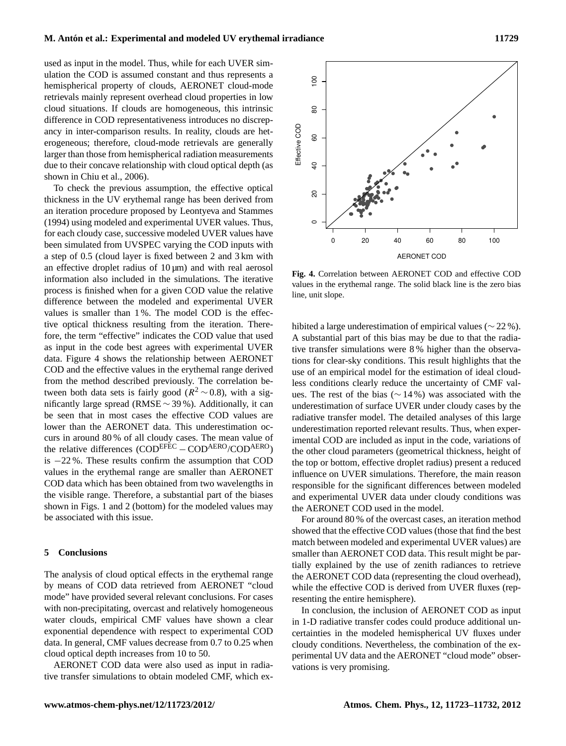used as input in the model. Thus, while for each UVER simulation the COD is assumed constant and thus represents a hemispherical property of clouds, AERONET cloud-mode retrievals mainly represent overhead cloud properties in low cloud situations. If clouds are homogeneous, this intrinsic difference in COD representativeness introduces no discrepancy in inter-comparison results. In reality, clouds are heterogeneous; therefore, cloud-mode retrievals are generally larger than those from hemispherical radiation measurements due to their concave relationship with cloud optical depth (as shown in Chiu et al., 2006).

To check the previous assumption, the effective optical thickness in the UV erythemal range has been derived from an iteration procedure proposed by Leontyeva and Stammes (1994) using modeled and experimental UVER values. Thus, for each cloudy case, successive modeled UVER values have been simulated from UVSPEC varying the COD inputs with a step of 0.5 (cloud layer is fixed between 2 and 3 km with an effective droplet radius of 10 µm) and with real aerosol information also included in the simulations. The iterative process is finished when for a given COD value the relative difference between the modeled and experimental UVER values is smaller than 1 %. The model COD is the effective optical thickness resulting from the iteration. Therefore, the term "effective" indicates the COD value that used as input in the code best agrees with experimental UVER data. Figure 4 shows the relationship between AERONET COD and the effective values in the erythemal range derived from the method described previously. The correlation between both data sets is fairly good ($R^2 \sim 0.8$), with a significantly large spread (RMSE ∼ 39 %). Additionally, it can be seen that in most cases the effective COD values are lower than the AERONET data. This underestimation occurs in around 80 % of all cloudy cases. The mean value of the relative differences ($\mathrm{COD}^{\mathrm{EFEC}} - \mathrm{COD}^{\mathrm{AERO}}/\mathrm{COD}^{\mathrm{AERO}}$) is −22 %. These results confirm the assumption that COD values in the erythemal range are smaller than AERONET COD data which has been obtained from two wavelengths in the visible range. Therefore, a substantial part of the biases shown in Figs. 1 and 2 (bottom) for the modeled values may be associated with this issue.

Effective COD
0
20
40
60
80
100
AERONET COD
0
20
40
60
80
100

**Fig. 4.** Correlation between AERONET COD and effective COD values in the erythemal range. The solid black line is the zero bias line, unit slope.

## 5 Conclusions

The analysis of cloud optical effects in the erythemal range by means of COD data retrieved from AERONET "cloud mode" have provided several relevant conclusions. For cases with non-precipitating, overcast and relatively homogeneous water clouds, empirical CMF values have shown a clear exponential dependence with respect to experimental COD data. In general, CMF values decrease from 0.7 to 0.25 when cloud optical depth increases from 10 to 50.

AERONET COD data were also used as input in radiative transfer simulations to obtain modeled CMF, which exhibited a large underestimation of empirical values (∼ 22 %). A substantial part of this bias may be due to that the radiative transfer simulations were 8 % higher than the observations for clear-sky conditions. This result highlights that the use of an empirical model for the estimation of ideal cloudless conditions clearly reduce the uncertainty of CMF values. The rest of the bias (∼ 14 %) was associated with the underestimation of surface UVER under cloudy cases by the radiative transfer model. The detailed analyses of this large underestimation reported relevant results. Thus, when experimental COD are included as input in the code, variations of the other cloud parameters (geometrical thickness, height of the top or bottom, effective droplet radius) present a reduced influence on UVER simulations. Therefore, the main reason responsible for the significant differences between modeled and experimental UVER data under cloudy conditions was the AERONET COD used in the model.

For around 80 % of the overcast cases, an iteration method showed that the effective COD values (those that find the best match between modeled and experimental UVER values) are smaller than AERONET COD data. This result might be partially explained by the use of zenith radiances to retrieve the AERONET COD data (representing the cloud overhead), while the effective COD is derived from UVER fluxes (representing the entire hemisphere).

In conclusion, the inclusion of AERONET COD as input in 1-D radiative transfer codes could produce additional uncertainties in the modeled hemispherical UV fluxes under cloudy conditions. Nevertheless, the combination of the experimental UV data and the AERONET "cloud mode" observations is very promising.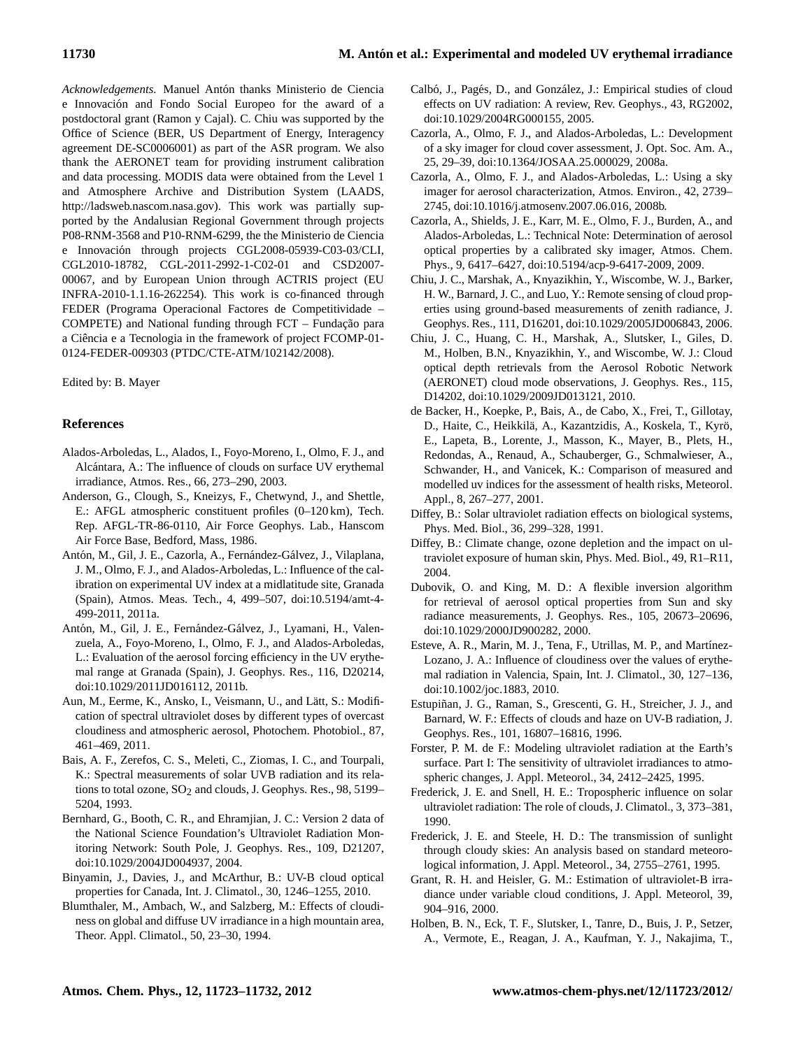*Acknowledgements.* Manuel Antón thanks Ministerio de Ciencia e Innovación and Fondo Social Europeo for the award of a postdoctoral grant (Ramon y Cajal). C. Chiu was supported by the Office of Science (BER, US Department of Energy, Interagency agreement DE-SC0006001) as part of the ASR program. We also thank the AERONET team for providing instrument calibration and data processing. MODIS data were obtained from the Level 1 and Atmosphere Archive and Distribution System (LAADS, http://ladsweb.nascom.nasa.gov). This work was partially supported by the Andalusian Regional Government through projects P08-RNM-3568 and P10-RNM-6299, the the Ministerio de Ciencia e Innovación through projects CGL2008-05939-C03-03/CLI, CGL2010-18782, CGL-2011-2992-1-C02-01 and CSD2007-00067, and by European Union through ACTRIS project (EU INFRA-2010-1.1.16-262254). This work is co-financed through FEDER (Programa Operacional Factores de Competitividade – COMPETE) and National funding through FCT – Fundação para a Ciência e a Tecnologia in the framework of project FCOMP-01-0124-FEDER-009303 (PTDC/CTE-ATM/102142/2008).

Edited by: B. Mayer

## References

Alados-Arboledas, L., Alados, I., Foyo-Moreno, I., Olmo, F. J., and Alcántara, A.: The influence of clouds on surface UV erythemal irradiance, Atmos. Res., 66, 273–290, 2003.

Anderson, G., Clough, S., Kneizys, F., Chetwynd, J., and Shettle, E.: AFGL atmospheric constituent profiles (0–120 km), Tech. Rep. AFGL-TR-86-0110, Air Force Geophys. Lab., Hanscom Air Force Base, Bedford, Mass, 1986.

Antón, M., Gil, J. E., Cazorla, A., Fernández-Gálvez, J., Vilaplana, J. M., Olmo, F. J., and Alados-Arboledas, L.: Influence of the calibration on experimental UV index at a midlatitude site, Granada (Spain), Atmos. Meas. Tech., 4, 499–507, doi:10.5194/amt-4-499-2011, 2011a.

Antón, M., Gil, J. E., Fernández-Gálvez, J., Lyamani, H., Valenzuela, A., Foyo-Moreno, I., Olmo, F. J., and Alados-Arboledas, L.: Evaluation of the aerosol forcing efficiency in the UV erythemal range at Granada (Spain), J. Geophys. Res., 116, D20214, doi:10.1029/2011JD016112, 2011b.

Aun, M., Eerme, K., Ansko, I., Veismann, U., and Lätt, S.: Modification of spectral ultraviolet doses by different types of overcast cloudiness and atmospheric aerosol, Photochem. Photobiol., 87, 461–469, 2011.

Bais, A. F., Zerefos, C. S., Meleti, C., Ziomas, I. C., and Tourpali, K.: Spectral measurements of solar UVB radiation and its relations to total ozone, $SO_2$ and clouds, J. Geophys. Res., 98, 5199–5204, 1993.

Bernhard, G., Booth, C. R., and Ehramjian, J. C.: Version 2 data of the National Science Foundation's Ultraviolet Radiation Monitoring Network: South Pole, J. Geophys. Res., 109, D21207, doi:10.1029/2004JD004937, 2004.

Binyamin, J., Davies, J., and McArthur, B.: UV-B cloud optical properties for Canada, Int. J. Climatol., 30, 1246–1255, 2010.

Blumthaler, M., Ambach, W., and Salzberg, M.: Effects of cloudiness on global and diffuse UV irradiance in a high mountain area, Theor. Appl. Climatol., 50, 23–30, 1994.

Calbó, J., Pagés, D., and González, J.: Empirical studies of cloud effects on UV radiation: A review, Rev. Geophys., 43, RG2002, doi:10.1029/2004RG000155, 2005.

Cazorla, A., Olmo, F. J., and Alados-Arboledas, L.: Development of a sky imager for cloud cover assessment, J. Opt. Soc. Am. A., 25, 29–39, doi:10.1364/JOSAA.25.000029, 2008a.

Cazorla, A., Olmo, F. J., and Alados-Arboledas, L.: Using a sky imager for aerosol characterization, Atmos. Environ., 42, 2739–2745, doi:10.1016/j.atmosenv.2007.06.016, 2008b.

Cazorla, A., Shields, J. E., Karr, M. E., Olmo, F. J., Burden, A., and Alados-Arboledas, L.: Technical Note: Determination of aerosol optical properties by a calibrated sky imager, Atmos. Chem. Phys., 9, 6417–6427, doi:10.5194/acp-9-6417-2009, 2009.

Chiu, J. C., Marshak, A., Knyazikhin, Y., Wiscombe, W. J., Barker, H. W., Barnard, J. C., and Luo, Y.: Remote sensing of cloud properties using ground-based measurements of zenith radiance, J. Geophys. Res., 111, D16201, doi:10.1029/2005JD006843, 2006.

Chiu, J. C., Huang, C. H., Marshak, A., Slutsker, I., Giles, D. M., Holben, B.N., Knyazikhin, Y., and Wiscombe, W. J.: Cloud optical depth retrievals from the Aerosol Robotic Network (AERONET) cloud mode observations, J. Geophys. Res., 115, D14202, doi:10.1029/2009JD013121, 2010.

de Backer, H., Koepke, P., Bais, A., de Cabo, X., Frei, T., Gillotay, D., Haite, C., Heikkilä, A., Kazantzidis, A., Koskela, T., Kyrö, E., Lapeta, B., Lorente, J., Masson, K., Mayer, B., Plets, H., Redondas, A., Renaud, A., Schauberger, G., Schmalwieser, A., Schwander, H., and Vanicek, K.: Comparison of measured and modelled uv indices for the assessment of health risks, Meteorol. Appl., 8, 267–277, 2001.

Diffey, B.: Solar ultraviolet radiation effects on biological systems, Phys. Med. Biol., 36, 299–328, 1991.

Diffey, B.: Climate change, ozone depletion and the impact on ultraviolet exposure of human skin, Phys. Med. Biol., 49, R1–R11, 2004.

Dubovik, O. and King, M. D.: A flexible inversion algorithm for retrieval of aerosol optical properties from Sun and sky radiance measurements, J. Geophys. Res., 105, 20673–20696, doi:10.1029/2000JD900282, 2000.

Esteve, A. R., Marin, M. J., Tena, F., Utrillas, M. P., and Martínez-Lozano, J. A.: Influence of cloudiness over the values of erythemal radiation in Valencia, Spain, Int. J. Climatol., 30, 127–136, doi:10.1002/joc.1883, 2010.

Estupiñan, J. G., Raman, S., Grescenti, G. H., Streicher, J. J., and Barnard, W. F.: Effects of clouds and haze on UV-B radiation, J. Geophys. Res., 101, 16807–16816, 1996.

Forster, P. M. de F.: Modeling ultraviolet radiation at the Earth's surface. Part I: The sensitivity of ultraviolet irradiances to atmospheric changes, J. Appl. Meteorol., 34, 2412–2425, 1995.

Frederick, J. E. and Snell, H. E.: Tropospheric influence on solar ultraviolet radiation: The role of clouds, J. Climatol., 3, 373–381, 1990.

Frederick, J. E. and Steele, H. D.: The transmission of sunlight through cloudy skies: An analysis based on standard meteorological information, J. Appl. Meteorol., 34, 2755–2761, 1995.

Grant, R. H. and Heisler, G. M.: Estimation of ultraviolet-B irradiance under variable cloud conditions, J. Appl. Meteorol, 39, 904–916, 2000.

Holben, B. N., Eck, T. F., Slutsker, I., Tanre, D., Buis, J. P., Setzer, A., Vermote, E., Reagan, J. A., Kaufman, Y. J., Nakajima, T.,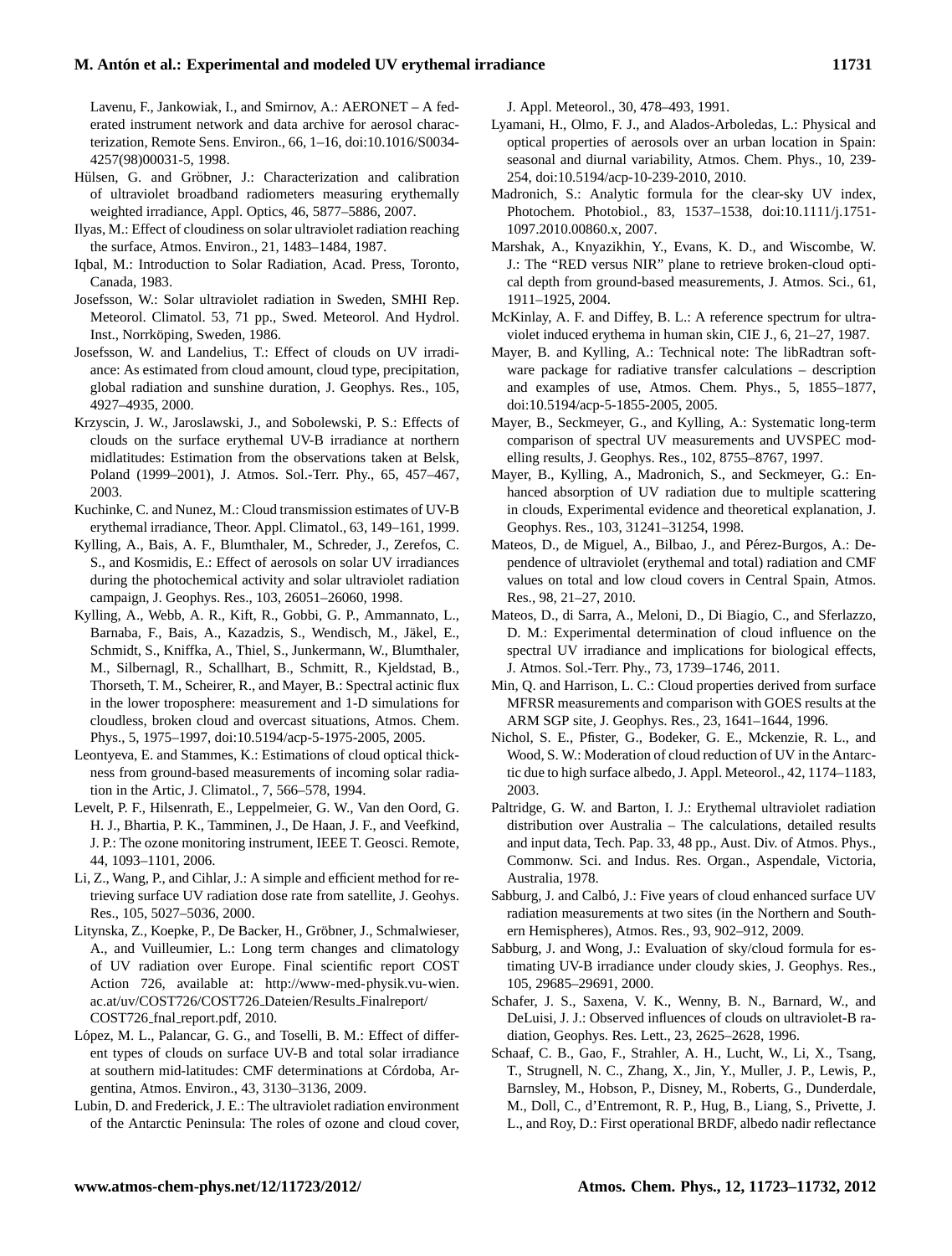Lavenu, F., Jankowiak, I., and Smirnov, A.: AERONET – A federated instrument network and data archive for aerosol characterization, Remote Sens. Environ., 66, 1–16, doi:10.1016/S0034-4257(98)00031-5, 1998.

Hülsen, G. and Gröbner, J.: Characterization and calibration of ultraviolet broadband radiometers measuring erythemally weighted irradiance, Appl. Optics, 46, 5877–5886, 2007.

Ilyas, M.: Effect of cloudiness on solar ultraviolet radiation reaching the surface, Atmos. Environ., 21, 1483–1484, 1987.

Iqbal, M.: Introduction to Solar Radiation, Acad. Press, Toronto, Canada, 1983.

Josefsson, W.: Solar ultraviolet radiation in Sweden, SMHI Rep. Meteorol. Climatol. 53, 71 pp., Swed. Meteorol. And Hydrol. Inst., Norrköping, Sweden, 1986.

Josefsson, W. and Landelius, T.: Effect of clouds on UV irradiance: As estimated from cloud amount, cloud type, precipitation, global radiation and sunshine duration, J. Geophys. Res., 105, 4927–4935, 2000.

Krzyscin, J. W., Jaroslawski, J., and Sobolewski, P. S.: Effects of clouds on the surface erythemal UV-B irradiance at northern midlatitudes: Estimation from the observations taken at Belsk, Poland (1999–2001), J. Atmos. Sol.-Terr. Phy., 65, 457–467, 2003.

Kuchinke, C. and Nunez, M.: Cloud transmission estimates of UV-B erythemal irradiance, Theor. Appl. Climatol., 63, 149–161, 1999.

Kylling, A., Bais, A. F., Blumthaler, M., Schreder, J., Zerefos, C. S., and Kosmidis, E.: Effect of aerosols on solar UV irradiances during the photochemical activity and solar ultraviolet radiation campaign, J. Geophys. Res., 103, 26051–26060, 1998.

Kylling, A., Webb, A. R., Kift, R., Gobbi, G. P., Ammannato, L., Barnaba, F., Bais, A., Kazadzis, S., Wendisch, M., Jäkel, E., Schmidt, S., Kniffka, A., Thiel, S., Junkermann, W., Blumthaler, M., Silbernagl, R., Schallhart, B., Schmitt, R., Kjeldstad, B., Thorseth, T. M., Scheirer, R., and Mayer, B.: Spectral actinic flux in the lower troposphere: measurement and 1-D simulations for cloudless, broken cloud and overcast situations, Atmos. Chem. Phys., 5, 1975–1997, doi:10.5194/acp-5-1975-2005, 2005.

Leontyeva, E. and Stammes, K.: Estimations of cloud optical thickness from ground-based measurements of incoming solar radiation in the Artic, J. Climatol., 7, 566–578, 1994.

Levelt, P. F., Hilsenrath, E., Leppelmeier, G. W., Van den Oord, G. H. J., Bhartia, P. K., Tamminen, J., De Haan, J. F., and Veefkind, J. P.: The ozone monitoring instrument, IEEE T. Geosci. Remote, 44, 1093–1101, 2006.

Li, Z., Wang, P., and Cihlar, J.: A simple and efficient method for retrieving surface UV radiation dose rate from satellite, J. Geohys. Res., 105, 5027–5036, 2000.

Litynska, Z., Koepke, P., De Backer, H., Gröbner, J., Schmalwieser, A., and Vuilleumier, L.: Long term changes and climatology of UV radiation over Europe. Final scientific report COST Action 726, available at: http://www-med-physik.vu-wien.ac.at/uv/COST726/COST726_Dateien/Results_Finalreport/COST726_fnal_report.pdf, 2010.

López, M. L., Palancar, G. G., and Toselli, B. M.: Effect of different types of clouds on surface UV-B and total solar irradiance at southern mid-latitudes: CMF determinations at Córdoba, Argentina, Atmos. Environ., 43, 3130–3136, 2009.

Lubin, D. and Frederick, J. E.: The ultraviolet radiation environment of the Antarctic Peninsula: The roles of ozone and cloud cover, J. Appl. Meteorol., 30, 478–493, 1991.

Lyamani, H., Olmo, F. J., and Alados-Arboledas, L.: Physical and optical properties of aerosols over an urban location in Spain: seasonal and diurnal variability, Atmos. Chem. Phys., 10, 239-254, doi:10.5194/acp-10-239-2010, 2010.

Madronich, S.: Analytic formula for the clear-sky UV index, Photochem. Photobiol., 83, 1537–1538, doi:10.1111/j.1751-1097.2010.00860.x, 2007.

Marshak, A., Knyazikhin, Y., Evans, K. D., and Wiscombe, W. J.: The "RED versus NIR" plane to retrieve broken-cloud optical depth from ground-based measurements, J. Atmos. Sci., 61, 1911–1925, 2004.

McKinlay, A. F. and Diffey, B. L.: A reference spectrum for ultraviolet induced erythema in human skin, CIE J., 6, 21–27, 1987.

Mayer, B. and Kylling, A.: Technical note: The libRadtran software package for radiative transfer calculations – description and examples of use, Atmos. Chem. Phys., 5, 1855–1877, doi:10.5194/acp-5-1855-2005, 2005.

Mayer, B., Seckmeyer, G., and Kylling, A.: Systematic long-term comparison of spectral UV measurements and UVSPEC modelling results, J. Geophys. Res., 102, 8755–8767, 1997.

Mayer, B., Kylling, A., Madronich, S., and Seckmeyer, G.: Enhanced absorption of UV radiation due to multiple scattering in clouds, Experimental evidence and theoretical explanation, J. Geophys. Res., 103, 31241–31254, 1998.

Mateos, D., de Miguel, A., Bilbao, J., and Pérez-Burgos, A.: Dependence of ultraviolet (erythemal and total) radiation and CMF values on total and low cloud covers in Central Spain, Atmos. Res., 98, 21–27, 2010.

Mateos, D., di Sarra, A., Meloni, D., Di Biagio, C., and Sferlazzo, D. M.: Experimental determination of cloud influence on the spectral UV irradiance and implications for biological effects, J. Atmos. Sol.-Terr. Phy., 73, 1739–1746, 2011.

Min, Q. and Harrison, L. C.: Cloud properties derived from surface MFRSR measurements and comparison with GOES results at the ARM SGP site, J. Geophys. Res., 23, 1641–1644, 1996.

Nichol, S. E., Pfister, G., Bodeker, G. E., Mckenzie, R. L., and Wood, S. W.: Moderation of cloud reduction of UV in the Antarctic due to high surface albedo, J. Appl. Meteorol., 42, 1174–1183, 2003.

Paltridge, G. W. and Barton, I. J.: Erythemal ultraviolet radiation distribution over Australia – The calculations, detailed results and input data, Tech. Pap. 33, 48 pp., Aust. Div. of Atmos. Phys., Commonw. Sci. and Indus. Res. Organ., Aspendale, Victoria, Australia, 1978.

Sabburg, J. and Calbó, J.: Five years of cloud enhanced surface UV radiation measurements at two sites (in the Northern and Southern Hemispheres), Atmos. Res., 93, 902–912, 2009.

Sabburg, J. and Wong, J.: Evaluation of sky/cloud formula for estimating UV-B irradiance under cloudy skies, J. Geophys. Res., 105, 29685–29691, 2000.

Schafer, J. S., Saxena, V. K., Wenny, B. N., Barnard, W., and DeLuisi, J. J.: Observed influences of clouds on ultraviolet-B radiation, Geophys. Res. Lett., 23, 2625–2628, 1996.

Schaaf, C. B., Gao, F., Strahler, A. H., Lucht, W., Li, X., Tsang, T., Strugnell, N. C., Zhang, X., Jin, Y., Muller, J. P., Lewis, P., Barnsley, M., Hobson, P., Disney, M., Roberts, G., Dunderdale, M., Doll, C., d'Entremont, R. P., Hug, B., Liang, S., Privette, J. L., and Roy, D.: First operational BRDF, albedo nadir reflectance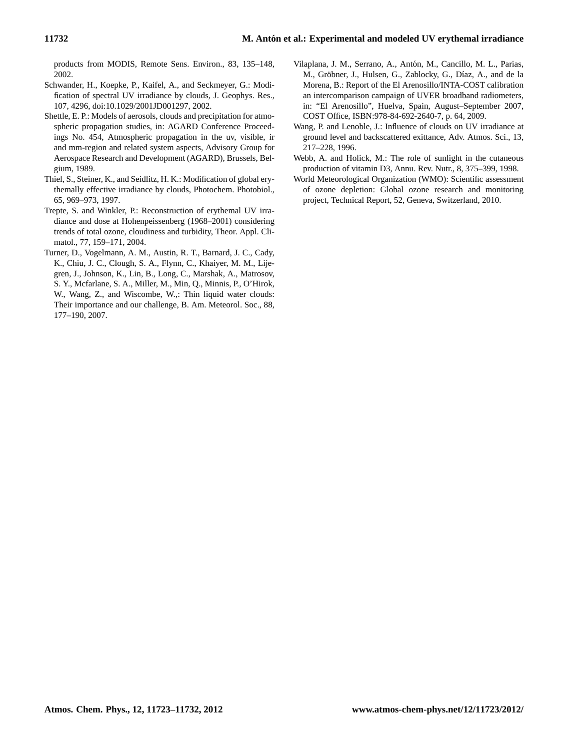products from MODIS, Remote Sens. Environ., 83, 135–148, 2002.

Schwander, H., Koepke, P., Kaifel, A., and Seckmeyer, G.: Modification of spectral UV irradiance by clouds, J. Geophys. Res., 107, 4296, doi:10.1029/2001JD001297, 2002.

Shettle, E. P.: Models of aerosols, clouds and precipitation for atmospheric propagation studies, in: AGARD Conference Proceedings No. 454, Atmospheric propagation in the uv, visible, ir and mm-region and related system aspects, Advisory Group for Aerospace Research and Development (AGARD), Brussels, Belgium, 1989.

Thiel, S., Steiner, K., and Seidlitz, H. K.: Modification of global erythemally effective irradiance by clouds, Photochem. Photobiol., 65, 969–973, 1997.

Trepte, S. and Winkler, P.: Reconstruction of erythemal UV irradiance and dose at Hohenpeissenberg (1968–2001) considering trends of total ozone, cloudiness and turbidity, Theor. Appl. Climatol., 77, 159–171, 2004.

Turner, D., Vogelmann, A. M., Austin, R. T., Barnard, J. C., Cady, K., Chiu, J. C., Clough, S. A., Flynn, C., Khaiyer, M. M., Lijegren, J., Johnson, K., Lin, B., Long, C., Marshak, A., Matrosov, S. Y., Mcfarlane, S. A., Miller, M., Min, Q., Minnis, P., O'Hirok, W., Wang, Z., and Wiscombe, W.,: Thin liquid water clouds: Their importance and our challenge, B. Am. Meteorol. Soc., 88, 177–190, 2007.

Vilaplana, J. M., Serrano, A., Antón, M., Cancillo, M. L., Parias, M., Gröbner, J., Hulsen, G., Zablocky, G., Díaz, A., and de la Morena, B.: Report of the El Arenosillo/INTA-COST calibration an intercomparison campaign of UVER broadband radiometers, in: "El Arenosillo", Huelva, Spain, August–September 2007, COST Office, ISBN:978-84-692-2640-7, p. 64, 2009.

Wang, P. and Lenoble, J.: Influence of clouds on UV irradiance at ground level and backscattered exittance, Adv. Atmos. Sci., 13, 217–228, 1996.

Webb, A. and Holick, M.: The role of sunlight in the cutaneous production of vitamin D3, Annu. Rev. Nutr., 8, 375–399, 1998.

World Meteorological Organization (WMO): Scientific assessment of ozone depletion: Global ozone research and monitoring project, Technical Report, 52, Geneva, Switzerland, 2010.